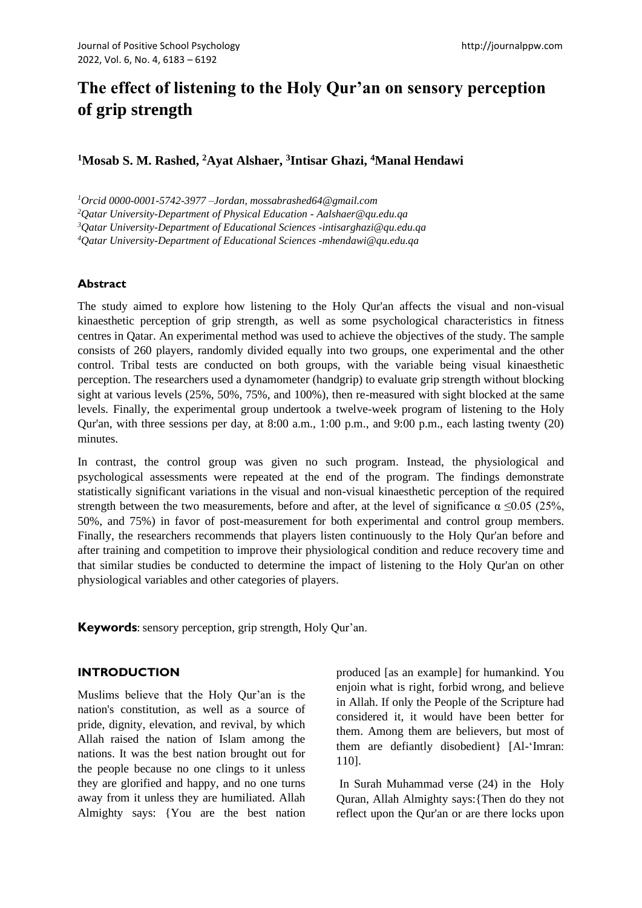# The effect of listening to the Holy Qur'an on sensory perception of grip strength

**[1]Mosab S. M. Rashed, [2]Ayat Alshaer, [3]Intisar Ghazi, [4]Manal Hendawi**

*[1]Orcid 0000-0001-5742-3977 –Jordan, mossabrashed64@gmail.com*
*[2]Qatar University-Department of Physical Education - Aalshaer@qu.edu.qa*
*[3]Qatar University-Department of Educational Sciences -intisarghazi@qu.edu.qa*
*[4]Qatar University-Department of Educational Sciences -mhendawi@qu.edu.qa*

## Abstract

The study aimed to explore how listening to the Holy Qur'an affects the visual and non-visual kinaesthetic perception of grip strength, as well as some psychological characteristics in fitness centres in Qatar. An experimental method was used to achieve the objectives of the study. The sample consists of 260 players, randomly divided equally into two groups, one experimental and the other control. Tribal tests are conducted on both groups, with the variable being visual kinaesthetic perception. The researchers used a dynamometer (handgrip) to evaluate grip strength without blocking sight at various levels (25%, 50%, 75%, and 100%), then re-measured with sight blocked at the same levels. Finally, the experimental group undertook a twelve-week program of listening to the Holy Qur'an, with three sessions per day, at 8:00 a.m., 1:00 p.m., and 9:00 p.m., each lasting twenty (20) minutes.

In contrast, the control group was given no such program. Instead, the physiological and psychological assessments were repeated at the end of the program. The findings demonstrate statistically significant variations in the visual and non-visual kinaesthetic perception of the required strength between the two measurements, before and after, at the level of significance $\alpha \leq 0.05$ (25%, 50%, and 75%) in favor of post-measurement for both experimental and control group members. Finally, the researchers recommends that players listen continuously to the Holy Qur'an before and after training and competition to improve their physiological condition and reduce recovery time and that similar studies be conducted to determine the impact of listening to the Holy Qur'an on other physiological variables and other categories of players.

**Keywords**: sensory perception, grip strength, Holy Qur'an.

## INTRODUCTION

Muslims believe that the Holy Qur'an is the nation's constitution, as well as a source of pride, dignity, elevation, and revival, by which Allah raised the nation of Islam among the nations. It was the best nation brought out for the people because no one clings to it unless they are glorified and happy, and no one turns away from it unless they are humiliated. Allah Almighty says: {You are the best nation produced [as an example] for humankind. You enjoin what is right, forbid wrong, and believe in Allah. If only the People of the Scripture had considered it, it would have been better for them. Among them are believers, but most of them are defiantly disobedient} [Al-'Imran: 110].

In Surah Muhammad verse (24) in the Holy Quran, Allah Almighty says:{Then do they not reflect upon the Qur'an or are there locks upon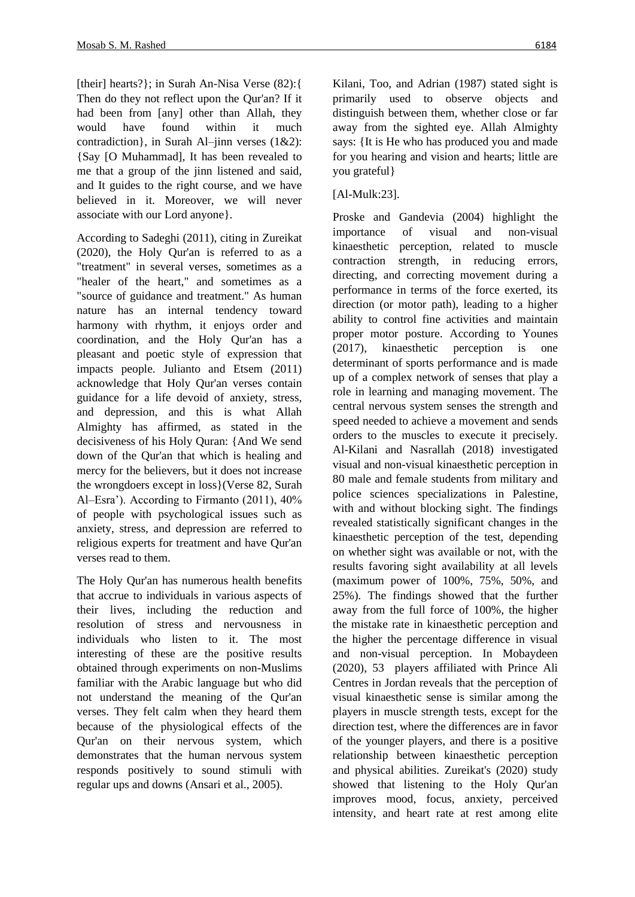[their] hearts?}; in Surah An-Nisa Verse (82):{ Then do they not reflect upon the Qur'an? If it had been from [any] other than Allah, they would have found within it much contradiction}, in Surah Al–jinn verses (1&2): {Say [O Muhammad], It has been revealed to me that a group of the jinn listened and said, and It guides to the right course, and we have believed in it. Moreover, we will never associate with our Lord anyone}.

According to Sadeghi (2011), citing in Zureikat (2020), the Holy Qur'an is referred to as a "treatment" in several verses, sometimes as a "healer of the heart," and sometimes as a "source of guidance and treatment." As human nature has an internal tendency toward harmony with rhythm, it enjoys order and coordination, and the Holy Qur'an has a pleasant and poetic style of expression that impacts people. Julianto and Etsem (2011) acknowledge that Holy Qur'an verses contain guidance for a life devoid of anxiety, stress, and depression, and this is what Allah Almighty has affirmed, as stated in the decisiveness of his Holy Quran: {And We send down of the Qur'an that which is healing and mercy for the believers, but it does not increase the wrongdoers except in loss}(Verse 82, Surah Al–Esra'). According to Firmanto (2011), 40% of people with psychological issues such as anxiety, stress, and depression are referred to religious experts for treatment and have Qur'an verses read to them.

The Holy Qur'an has numerous health benefits that accrue to individuals in various aspects of their lives, including the reduction and resolution of stress and nervousness in individuals who listen to it. The most interesting of these are the positive results obtained through experiments on non-Muslims familiar with the Arabic language but who did not understand the meaning of the Qur'an verses. They felt calm when they heard them because of the physiological effects of the Qur'an on their nervous system, which demonstrates that the human nervous system responds positively to sound stimuli with regular ups and downs (Ansari et al., 2005).

Kilani, Too, and Adrian (1987) stated sight is primarily used to observe objects and distinguish between them, whether close or far away from the sighted eye. Allah Almighty says: {It is He who has produced you and made for you hearing and vision and hearts; little are you grateful}

[Al-Mulk:23].

Proske and Gandevia (2004) highlight the importance of visual and non-visual kinaesthetic perception, related to muscle contraction strength, in reducing errors, directing, and correcting movement during a performance in terms of the force exerted, its direction (or motor path), leading to a higher ability to control fine activities and maintain proper motor posture. According to Younes (2017), kinaesthetic perception is one determinant of sports performance and is made up of a complex network of senses that play a role in learning and managing movement. The central nervous system senses the strength and speed needed to achieve a movement and sends orders to the muscles to execute it precisely. Al-Kilani and Nasrallah (2018) investigated visual and non-visual kinaesthetic perception in 80 male and female students from military and police sciences specializations in Palestine, with and without blocking sight. The findings revealed statistically significant changes in the kinaesthetic perception of the test, depending on whether sight was available or not, with the results favoring sight availability at all levels (maximum power of 100%, 75%, 50%, and 25%). The findings showed that the further away from the full force of 100%, the higher the mistake rate in kinaesthetic perception and the higher the percentage difference in visual and non-visual perception. In Mobaydeen (2020), 53 players affiliated with Prince Ali Centres in Jordan reveals that the perception of visual kinaesthetic sense is similar among the players in muscle strength tests, except for the direction test, where the differences are in favor of the younger players, and there is a positive relationship between kinaesthetic perception and physical abilities. Zureikat's (2020) study showed that listening to the Holy Qur'an improves mood, focus, anxiety, perceived intensity, and heart rate at rest among elite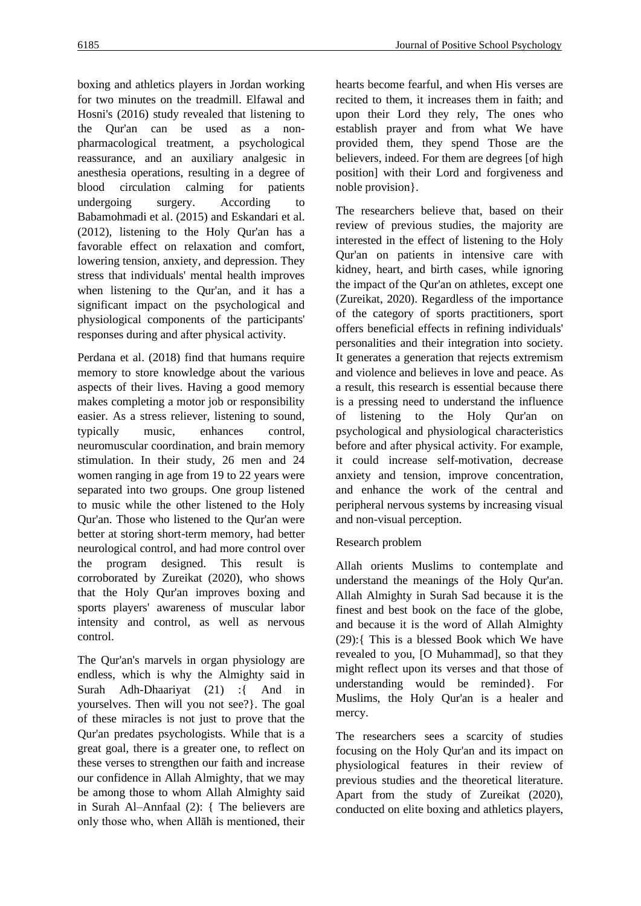boxing and athletics players in Jordan working for two minutes on the treadmill. Elfawal and Hosni's (2016) study revealed that listening to the Qur'an can be used as a non-pharmacological treatment, a psychological reassurance, and an auxiliary analgesic in anesthesia operations, resulting in a degree of blood circulation calming for patients undergoing surgery. According to Babamohmadi et al. (2015) and Eskandari et al. (2012), listening to the Holy Qur'an has a favorable effect on relaxation and comfort, lowering tension, anxiety, and depression. They stress that individuals' mental health improves when listening to the Qur'an, and it has a significant impact on the psychological and physiological components of the participants' responses during and after physical activity.

Perdana et al. (2018) find that humans require memory to store knowledge about the various aspects of their lives. Having a good memory makes completing a motor job or responsibility easier. As a stress reliever, listening to sound, typically music, enhances control, neuromuscular coordination, and brain memory stimulation. In their study, 26 men and 24 women ranging in age from 19 to 22 years were separated into two groups. One group listened to music while the other listened to the Holy Qur'an. Those who listened to the Qur'an were better at storing short-term memory, had better neurological control, and had more control over the program designed. This result is corroborated by Zureikat (2020), who shows that the Holy Qur'an improves boxing and sports players' awareness of muscular labor intensity and control, as well as nervous control.

The Qur'an's marvels in organ physiology are endless, which is why the Almighty said in Surah Adh-Dhaariyat (21) :{ And in yourselves. Then will you not see?}. The goal of these miracles is not just to prove that the Qur'an predates psychologists. While that is a great goal, there is a greater one, to reflect on these verses to strengthen our faith and increase our confidence in Allah Almighty, that we may be among those to whom Allah Almighty said in Surah Al–Annfaal (2): { The believers are only those who, when Allāh is mentioned, their hearts become fearful, and when His verses are recited to them, it increases them in faith; and upon their Lord they rely, The ones who establish prayer and from what We have provided them, they spend Those are the believers, indeed. For them are degrees [of high position] with their Lord and forgiveness and noble provision}.

The researchers believe that, based on their review of previous studies, the majority are interested in the effect of listening to the Holy Qur'an on patients in intensive care with kidney, heart, and birth cases, while ignoring the impact of the Qur'an on athletes, except one (Zureikat, 2020). Regardless of the importance of the category of sports practitioners, sport offers beneficial effects in refining individuals' personalities and their integration into society. It generates a generation that rejects extremism and violence and believes in love and peace. As a result, this research is essential because there is a pressing need to understand the influence of listening to the Holy Qur'an on psychological and physiological characteristics before and after physical activity. For example, it could increase self-motivation, decrease anxiety and tension, improve concentration, and enhance the work of the central and peripheral nervous systems by increasing visual and non-visual perception.

## Research problem

Allah orients Muslims to contemplate and understand the meanings of the Holy Qur'an. Allah Almighty in Surah Sad because it is the finest and best book on the face of the globe, and because it is the word of Allah Almighty (29):{ This is a blessed Book which We have revealed to you, [O Muhammad], so that they might reflect upon its verses and that those of understanding would be reminded}. For Muslims, the Holy Qur'an is a healer and mercy.

The researchers sees a scarcity of studies focusing on the Holy Qur'an and its impact on physiological features in their review of previous studies and the theoretical literature. Apart from the study of Zureikat (2020), conducted on elite boxing and athletics players,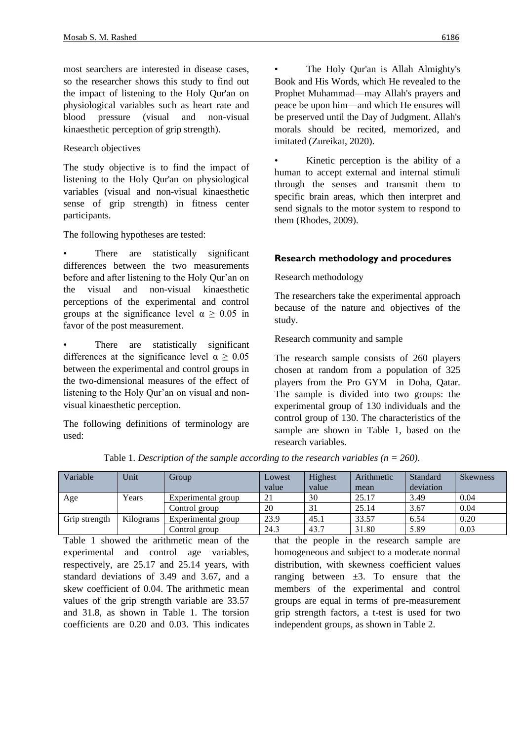most searchers are interested in disease cases, so the researcher shows this study to find out the impact of listening to the Holy Qur'an on physiological variables such as heart rate and blood pressure (visual and non-visual kinaesthetic perception of grip strength).

Research objectives

The study objective is to find the impact of listening to the Holy Qur'an on physiological variables (visual and non-visual kinaesthetic sense of grip strength) in fitness center participants.

The following hypotheses are tested:

- There are statistically significant differences between the two measurements before and after listening to the Holy Qur'an on the visual and non-visual kinaesthetic perceptions of the experimental and control groups at the significance level $\alpha \geq 0.05$ in favor of the post measurement.
- There are statistically significant differences at the significance level $\alpha \geq 0.05$ between the experimental and control groups in the two-dimensional measures of the effect of listening to the Holy Qur'an on visual and non-visual kinaesthetic perception.

The following definitions of terminology are used:

- The Holy Qur'an is Allah Almighty's Book and His Words, which He revealed to the Prophet Muhammad—may Allah's prayers and peace be upon him—and which He ensures will be preserved until the Day of Judgment. Allah's morals should be recited, memorized, and imitated (Zureikat, 2020).
- Kinetic perception is the ability of a human to accept external and internal stimuli through the senses and transmit them to specific brain areas, which then interpret and send signals to the motor system to respond to them (Rhodes, 2009).

## Research methodology and procedures

Research methodology

The researchers take the experimental approach because of the nature and objectives of the study.

Research community and sample

The research sample consists of 260 players chosen at random from a population of 325 players from the Pro GYM in Doha, Qatar. The sample is divided into two groups: the experimental group of 130 individuals and the control group of 130. The characteristics of the sample are shown in Table 1, based on the research variables.

Table 1. *Description of the sample according to the research variables (n = 260).*

| Variable | Unit | Group | Lowest value | Highest value | Arithmetic mean | Standard deviation | Skewness |
|---|---|---|---|---|---|---|---|
| Age | Years | Experimental group | 21 | 30 | 25.17 | 3.49 | 0.04 |
| | | Control group | 20 | 31 | 25.14 | 3.67 | 0.04 |
| Grip strength | Kilograms | Experimental group | 23.9 | 45.1 | 33.57 | 6.54 | 0.20 |
| | | Control group | 24.3 | 43.7 | 31.80 | 5.89 | 0.03 |

Table 1 showed the arithmetic mean of the experimental and control age variables, respectively, are 25.17 and 25.14 years, with standard deviations of 3.49 and 3.67, and a skew coefficient of 0.04. The arithmetic mean values of the grip strength variable are 33.57 and 31.8, as shown in Table 1. The torsion coefficients are 0.20 and 0.03. This indicates that the people in the research sample are homogeneous and subject to a moderate normal distribution, with skewness coefficient values ranging between ±3. To ensure that the members of the experimental and control groups are equal in terms of pre-measurement grip strength factors, a t-test is used for two independent groups, as shown in Table 2.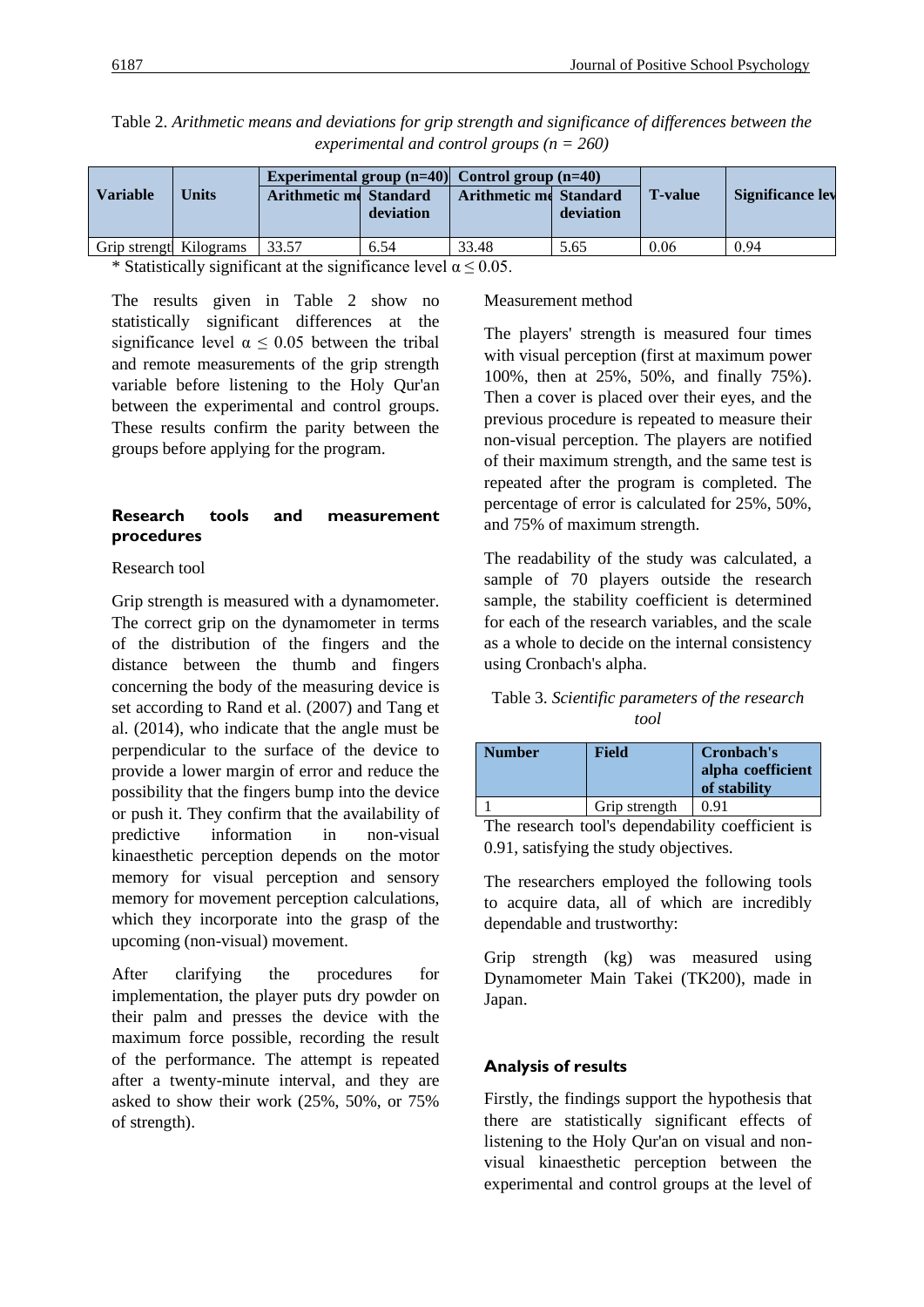Table 2. *Arithmetic means and deviations for grip strength and significance of differences between the experimental and control groups (n = 260)*

| Variable | Units | Experimental group (n=40) | | Control group (n=40) | | T-value | Significance lev |
|---|---|---|---|---|---|---|---|
| | | Arithmetic me | Standard deviation | Arithmetic me | Standard deviation | | |
| Grip strengt | Kilograms | 33.57 | 6.54 | 33.48 | 5.65 | 0.06 | 0.94 |

* Statistically significant at the significance level $\alpha \leq 0.05$.

The results given in Table 2 show no statistically significant differences at the significance level $\alpha \leq 0.05$ between the tribal and remote measurements of the grip strength variable before listening to the Holy Qur'an between the experimental and control groups. These results confirm the parity between the groups before applying for the program.

## Research tools and measurement procedures

Research tool

Grip strength is measured with a dynamometer. The correct grip on the dynamometer in terms of the distribution of the fingers and the distance between the thumb and fingers concerning the body of the measuring device is set according to Rand et al. (2007) and Tang et al. (2014), who indicate that the angle must be perpendicular to the surface of the device to provide a lower margin of error and reduce the possibility that the fingers bump into the device or push it. They confirm that the availability of predictive information in non-visual kinaesthetic perception depends on the motor memory for visual perception and sensory memory for movement perception calculations, which they incorporate into the grasp of the upcoming (non-visual) movement.

After clarifying the procedures for implementation, the player puts dry powder on their palm and presses the device with the maximum force possible, recording the result of the performance. The attempt is repeated after a twenty-minute interval, and they are asked to show their work (25%, 50%, or 75% of strength).

Measurement method

The players' strength is measured four times with visual perception (first at maximum power 100%, then at 25%, 50%, and finally 75%). Then a cover is placed over their eyes, and the previous procedure is repeated to measure their non-visual perception. The players are notified of their maximum strength, and the same test is repeated after the program is completed. The percentage of error is calculated for 25%, 50%, and 75% of maximum strength.

The readability of the study was calculated, a sample of 70 players outside the research sample, the stability coefficient is determined for each of the research variables, and the scale as a whole to decide on the internal consistency using Cronbach's alpha.

Table 3. *Scientific parameters of the research tool*

| Number | Field | Cronbach's alpha coefficient of stability |
|---|---|---|
| 1 | Grip strength | 0.91 |

The research tool's dependability coefficient is 0.91, satisfying the study objectives.

The researchers employed the following tools to acquire data, all of which are incredibly dependable and trustworthy:

Grip strength (kg) was measured using Dynamometer Main Takei (TK200), made in Japan.

## Analysis of results

Firstly, the findings support the hypothesis that there are statistically significant effects of listening to the Holy Qur'an on visual and non-visual kinaesthetic perception between the experimental and control groups at the level of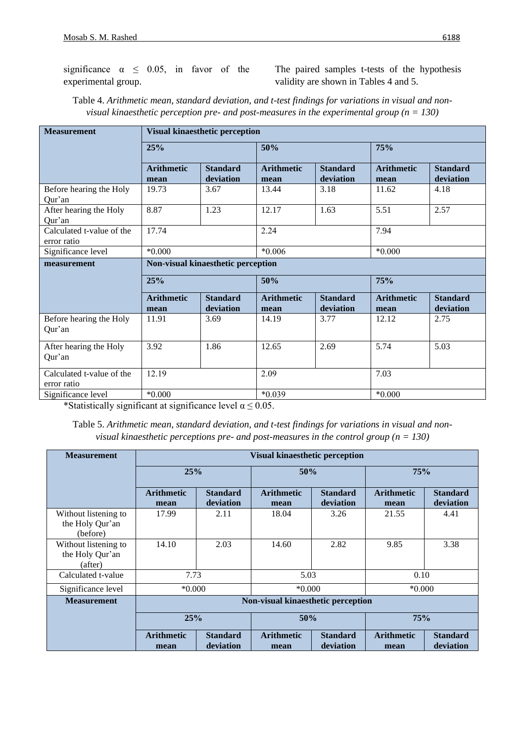significance $\alpha \leq 0.05$, in favor of the experimental group.

The paired samples t-tests of the hypothesis validity are shown in Tables 4 and 5.

Table 4. *Arithmetic mean, standard deviation, and t-test findings for variations in visual and non-visual kinaesthetic perception pre- and post-measures in the experimental group (n = 130)*

| **Measurement** | **Visual kinaesthetic perception** | | | | | |
|---|---|---|---|---|---|---|
| | **25%** | | **50%** | | **75%** | |
| | **Arithmetic mean** | **Standard deviation** | **Arithmetic mean** | **Standard deviation** | **Arithmetic mean** | **Standard deviation** |
| Before hearing the Holy Qur'an | 19.73 | 3.67 | 13.44 | 3.18 | 11.62 | 4.18 |
| After hearing the Holy Qur'an | 8.87 | 1.23 | 12.17 | 1.63 | 5.51 | 2.57 |
| Calculated t-value of the error ratio | 17.74 | | 2.24 | | 7.94 | |
| Significance level | *0.000 | | *0.006 | | *0.000 | |
| **measurement** | **Non-visual kinaesthetic perception** | | | | | |
| | **25%** | | **50%** | | **75%** | |
| | **Arithmetic mean** | **Standard deviation** | **Arithmetic mean** | **Standard deviation** | **Arithmetic mean** | **Standard deviation** |
| Before hearing the Holy Qur'an | 11.91 | 3.69 | 14.19 | 3.77 | 12.12 | 2.75 |
| After hearing the Holy Qur'an | 3.92 | 1.86 | 12.65 | 2.69 | 5.74 | 5.03 |
| Calculated t-value of the error ratio | 12.19 | | 2.09 | | 7.03 | |
| Significance level | *0.000 | | *0.039 | | *0.000 | |

*Statistically significant at significance level $\alpha \leq 0.05$.

Table 5. *Arithmetic mean, standard deviation, and t-test findings for variations in visual and non-visual kinaesthetic perceptions pre- and post-measures in the control group (n = 130)*

| **Measurement** | **Visual kinaesthetic perception** | | | | | |
|---|---|---|---|---|---|---|
| | **25%** | | **50%** | | **75%** | |
| | **Arithmetic mean** | **Standard deviation** | **Arithmetic mean** | **Standard deviation** | **Arithmetic mean** | **Standard deviation** |
| Without listening to the Holy Qur'an (before) | 17.99 | 2.11 | 18.04 | 3.26 | 21.55 | 4.41 |
| Without listening to the Holy Qur'an (after) | 14.10 | 2.03 | 14.60 | 2.82 | 9.85 | 3.38 |
| Calculated t-value | 7.73 | | 5.03 | | 0.10 | |
| Significance level | *0.000 | | *0.000 | | *0.000 | |
| **Measurement** | **Non-visual kinaesthetic perception** | | | | | |
| | **25%** | | **50%** | | **75%** | |
| | **Arithmetic mean** | **Standard deviation** | **Arithmetic mean** | **Standard deviation** | **Arithmetic mean** | **Standard deviation** |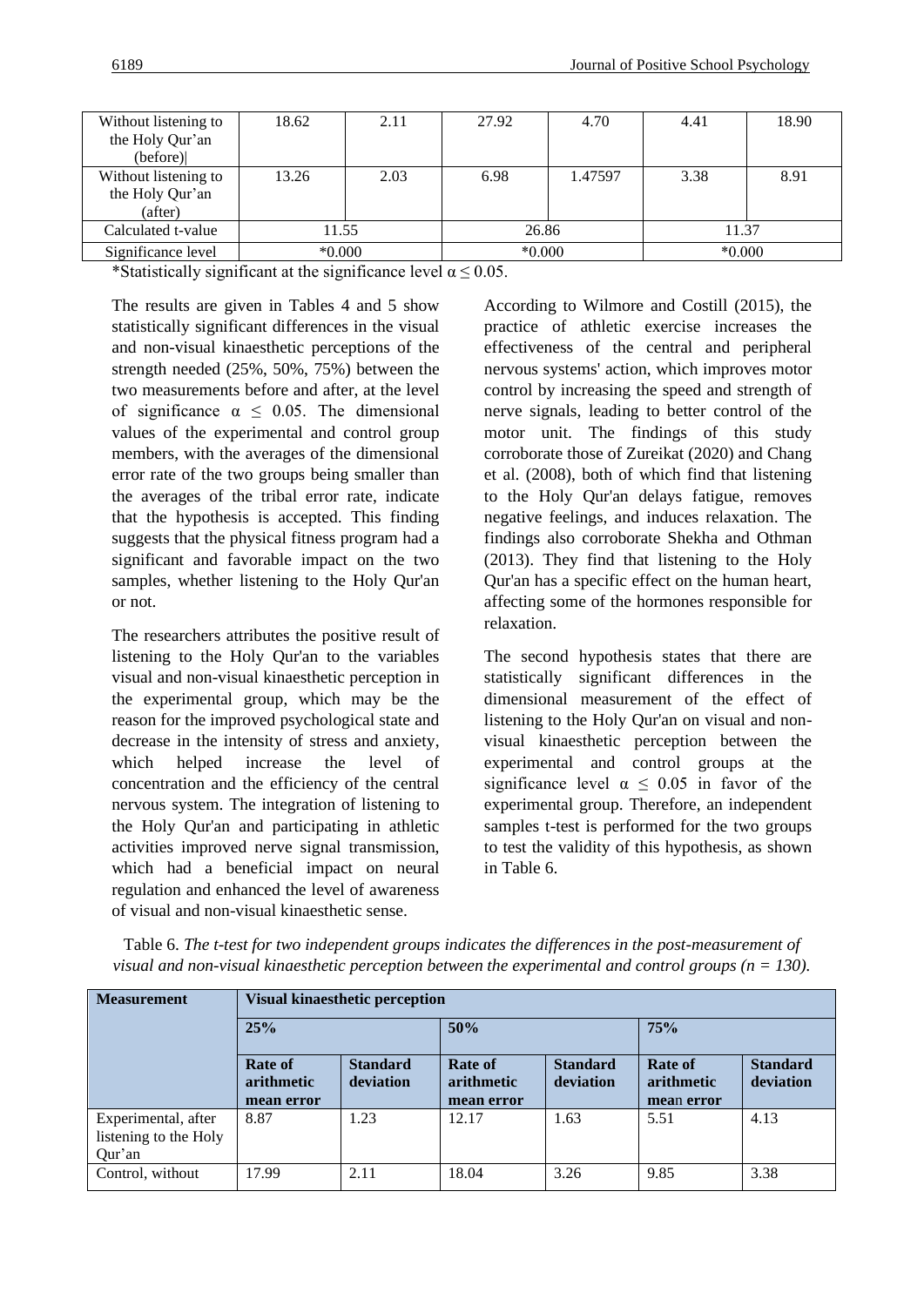| Without listening to the Holy Qur'an (before) | 18.62 | 2.11 | 27.92 | 4.70 | 4.41 | 18.90 |
|---|---|---|---|---|---|---|
| Without listening to the Holy Qur'an (after) | 13.26 | 2.03 | 6.98 | 1.47597 | 3.38 | 8.91 |
| Calculated t-value | 11.55 | | 26.86 | | 11.37 | |
| Significance level | *0.000 | | *0.000 | | *0.000 | |

*Statistically significant at the significance level $\alpha \leq 0.05$.

The results are given in Tables 4 and 5 show statistically significant differences in the visual and non-visual kinaesthetic perceptions of the strength needed (25%, 50%, 75%) between the two measurements before and after, at the level of significance $\alpha \leq 0.05$. The dimensional values of the experimental and control group members, with the averages of the dimensional error rate of the two groups being smaller than the averages of the tribal error rate, indicate that the hypothesis is accepted. This finding suggests that the physical fitness program had a significant and favorable impact on the two samples, whether listening to the Holy Qur'an or not.

The researchers attributes the positive result of listening to the Holy Qur'an to the variables visual and non-visual kinaesthetic perception in the experimental group, which may be the reason for the improved psychological state and decrease in the intensity of stress and anxiety, which helped increase the level of concentration and the efficiency of the central nervous system. The integration of listening to the Holy Qur'an and participating in athletic activities improved nerve signal transmission, which had a beneficial impact on neural regulation and enhanced the level of awareness of visual and non-visual kinaesthetic sense.

According to Wilmore and Costill (2015), the practice of athletic exercise increases the effectiveness of the central and peripheral nervous systems' action, which improves motor control by increasing the speed and strength of nerve signals, leading to better control of the motor unit. The findings of this study corroborate those of Zureikat (2020) and Chang et al. (2008), both of which find that listening to the Holy Qur'an delays fatigue, removes negative feelings, and induces relaxation. The findings also corroborate Shekha and Othman (2013). They find that listening to the Holy Qur'an has a specific effect on the human heart, affecting some of the hormones responsible for relaxation.

The second hypothesis states that there are statistically significant differences in the dimensional measurement of the effect of listening to the Holy Qur'an on visual and non-visual kinaesthetic perception between the experimental and control groups at the significance level $\alpha \leq 0.05$ in favor of the experimental group. Therefore, an independent samples t-test is performed for the two groups to test the validity of this hypothesis, as shown in Table 6.

Table 6. *The t-test for two independent groups indicates the differences in the post-measurement of visual and non-visual kinaesthetic perception between the experimental and control groups (n = 130).*

| **Measurement** | **Visual kinaesthetic perception** | | | | | |
|---|---|---|---|---|---|---|
| | **25%** | | **50%** | | **75%** | |
| | **Rate of arithmetic mean error** | **Standard deviation** | **Rate of arithmetic mean error** | **Standard deviation** | **Rate of arithmetic mean error** | **Standard deviation** |
| Experimental, after listening to the Holy Qur'an | 8.87 | 1.23 | 12.17 | 1.63 | 5.51 | 4.13 |
| Control, without | 17.99 | 2.11 | 18.04 | 3.26 | 9.85 | 3.38 |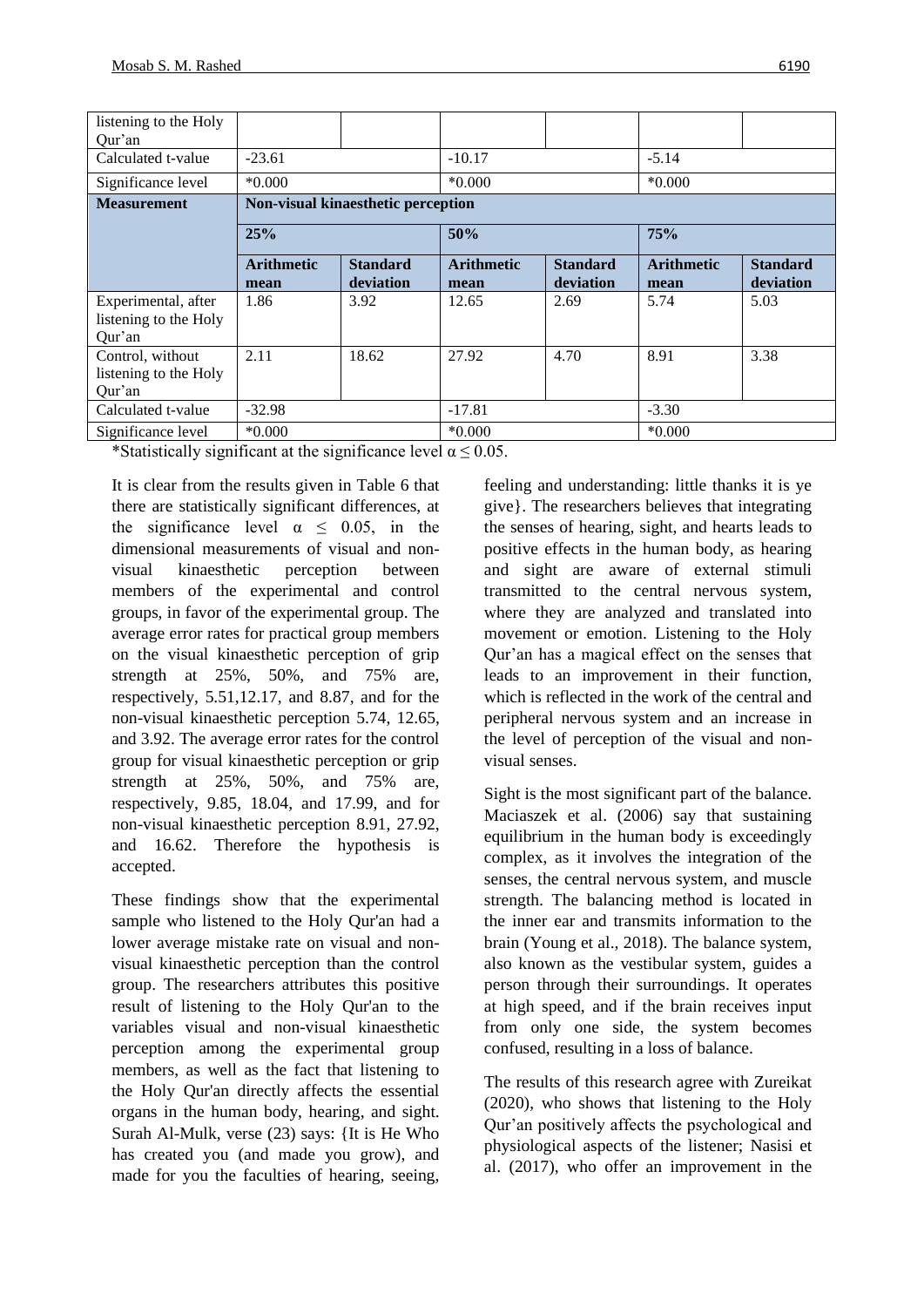| listening to the Holy Qur'an | | | | | | |
|---|---|---|---|---|---|---|
| Calculated t-value | -23.61 | | -10.17 | | -5.14 | |
| Significance level | *0.000 | | *0.000 | | *0.000 | |
| **Measurement** | **Non-visual kinaesthetic perception** | | | | | |
| | **25%** | | **50%** | | **75%** | |
| | **Arithmetic mean** | **Standard deviation** | **Arithmetic mean** | **Standard deviation** | **Arithmetic mean** | **Standard deviation** |
| Experimental, after listening to the Holy Qur'an | 1.86 | 3.92 | 12.65 | 2.69 | 5.74 | 5.03 |
| Control, without listening to the Holy Qur'an | 2.11 | 18.62 | 27.92 | 4.70 | 8.91 | 3.38 |
| Calculated t-value | -32.98 | | -17.81 | | -3.30 | |
| Significance level | *0.000 | | *0.000 | | *0.000 | |

*Statistically significant at the significance level $\alpha \leq 0.05$.

It is clear from the results given in Table 6 that there are statistically significant differences, at the significance level $\alpha \leq 0.05$, in the dimensional measurements of visual and non-visual kinaesthetic perception between members of the experimental and control groups, in favor of the experimental group. The average error rates for practical group members on the visual kinaesthetic perception of grip strength at 25%, 50%, and 75% are, respectively, 5.51,12.17, and 8.87, and for the non-visual kinaesthetic perception 5.74, 12.65, and 3.92. The average error rates for the control group for visual kinaesthetic perception or grip strength at 25%, 50%, and 75% are, respectively, 9.85, 18.04, and 17.99, and for non-visual kinaesthetic perception 8.91, 27.92, and 16.62. Therefore the hypothesis is accepted.

These findings show that the experimental sample who listened to the Holy Qur'an had a lower average mistake rate on visual and non-visual kinaesthetic perception than the control group. The researchers attributes this positive result of listening to the Holy Qur'an to the variables visual and non-visual kinaesthetic perception among the experimental group members, as well as the fact that listening to the Holy Qur'an directly affects the essential organs in the human body, hearing, and sight. Surah Al-Mulk, verse (23) says: {It is He Who has created you (and made you grow), and made for you the faculties of hearing, seeing, feeling and understanding: little thanks it is ye give}. The researchers believes that integrating the senses of hearing, sight, and hearts leads to positive effects in the human body, as hearing and sight are aware of external stimuli transmitted to the central nervous system, where they are analyzed and translated into movement or emotion. Listening to the Holy Qur'an has a magical effect on the senses that leads to an improvement in their function, which is reflected in the work of the central and peripheral nervous system and an increase in the level of perception of the visual and non-visual senses.

Sight is the most significant part of the balance. Maciaszek et al. (2006) say that sustaining equilibrium in the human body is exceedingly complex, as it involves the integration of the senses, the central nervous system, and muscle strength. The balancing method is located in the inner ear and transmits information to the brain (Young et al., 2018). The balance system, also known as the vestibular system, guides a person through their surroundings. It operates at high speed, and if the brain receives input from only one side, the system becomes confused, resulting in a loss of balance.

The results of this research agree with Zureikat (2020), who shows that listening to the Holy Qur'an positively affects the psychological and physiological aspects of the listener; Nasisi et al. (2017), who offer an improvement in the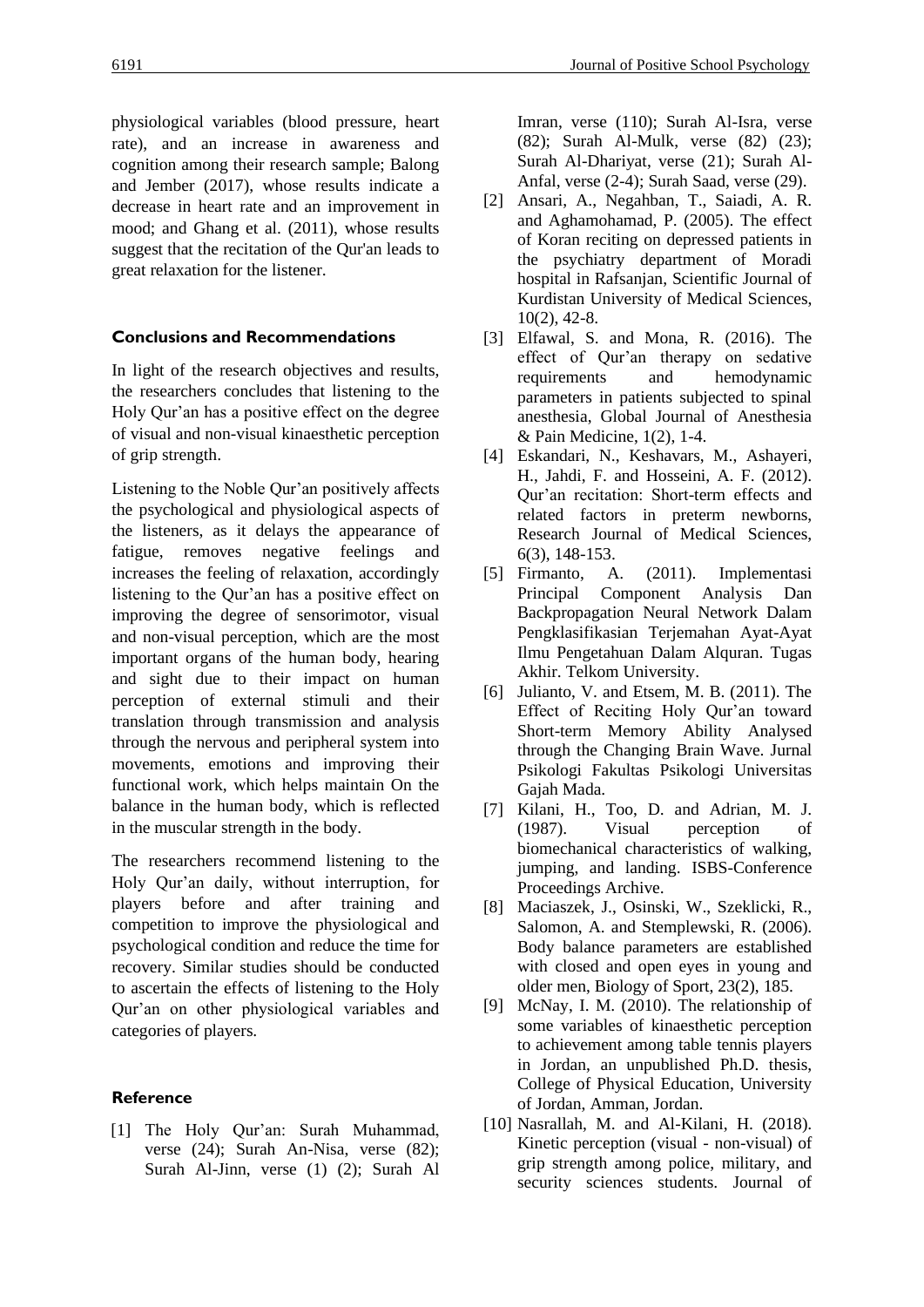physiological variables (blood pressure, heart rate), and an increase in awareness and cognition among their research sample; Balong and Jember (2017), whose results indicate a decrease in heart rate and an improvement in mood; and Ghang et al. (2011), whose results suggest that the recitation of the Qur'an leads to great relaxation for the listener.

## Conclusions and Recommendations

In light of the research objectives and results, the researchers concludes that listening to the Holy Qur'an has a positive effect on the degree of visual and non-visual kinaesthetic perception of grip strength.

Listening to the Noble Qur'an positively affects the psychological and physiological aspects of the listeners, as it delays the appearance of fatigue, removes negative feelings and increases the feeling of relaxation, accordingly listening to the Qur'an has a positive effect on improving the degree of sensorimotor, visual and non-visual perception, which are the most important organs of the human body, hearing and sight due to their impact on human perception of external stimuli and their translation through transmission and analysis through the nervous and peripheral system into movements, emotions and improving their functional work, which helps maintain On the balance in the human body, which is reflected in the muscular strength in the body.

The researchers recommend listening to the Holy Qur'an daily, without interruption, for players before and after training and competition to improve the physiological and psychological condition and reduce the time for recovery. Similar studies should be conducted to ascertain the effects of listening to the Holy Qur'an on other physiological variables and categories of players.

## Reference

[1] The Holy Qur'an: Surah Muhammad, verse (24); Surah An-Nisa, verse (82); Surah Al-Jinn, verse (1) (2); Surah Al Imran, verse (110); Surah Al-Isra, verse (82); Surah Al-Mulk, verse (82) (23); Surah Al-Dhariyat, verse (21); Surah Al-Anfal, verse (2-4); Surah Saad, verse (29).

[2] Ansari, A., Negahban, T., Saiadi, A. R. and Aghamohamad, P. (2005). The effect of Koran reciting on depressed patients in the psychiatry department of Moradi hospital in Rafsanjan, Scientific Journal of Kurdistan University of Medical Sciences, 10(2), 42-8.

[3] Elfawal, S. and Mona, R. (2016). The effect of Qur'an therapy on sedative requirements and hemodynamic parameters in patients subjected to spinal anesthesia, Global Journal of Anesthesia & Pain Medicine, 1(2), 1-4.

[4] Eskandari, N., Keshavars, M., Ashayeri, H., Jahdi, F. and Hosseini, A. F. (2012). Qur'an recitation: Short-term effects and related factors in preterm newborns, Research Journal of Medical Sciences, 6(3), 148-153.

[5] Firmanto, A. (2011). Implementasi Principal Component Analysis Dan Backpropagation Neural Network Dalam Pengklasifikasian Terjemahan Ayat-Ayat Ilmu Pengetahuan Dalam Alquran. Tugas Akhir. Telkom University.

[6] Julianto, V. and Etsem, M. B. (2011). The Effect of Reciting Holy Qur'an toward Short-term Memory Ability Analysed through the Changing Brain Wave. Jurnal Psikologi Fakultas Psikologi Universitas Gajah Mada.

[7] Kilani, H., Too, D. and Adrian, M. J. (1987). Visual perception of biomechanical characteristics of walking, jumping, and landing. ISBS-Conference Proceedings Archive.

[8] Maciaszek, J., Osinski, W., Szeklicki, R., Salomon, A. and Stemplewski, R. (2006). Body balance parameters are established with closed and open eyes in young and older men, Biology of Sport, 23(2), 185.

[9] McNay, I. M. (2010). The relationship of some variables of kinaesthetic perception to achievement among table tennis players in Jordan, an unpublished Ph.D. thesis, College of Physical Education, University of Jordan, Amman, Jordan.

[10] Nasrallah, M. and Al-Kilani, H. (2018). Kinetic perception (visual - non-visual) of grip strength among police, military, and security sciences students. Journal of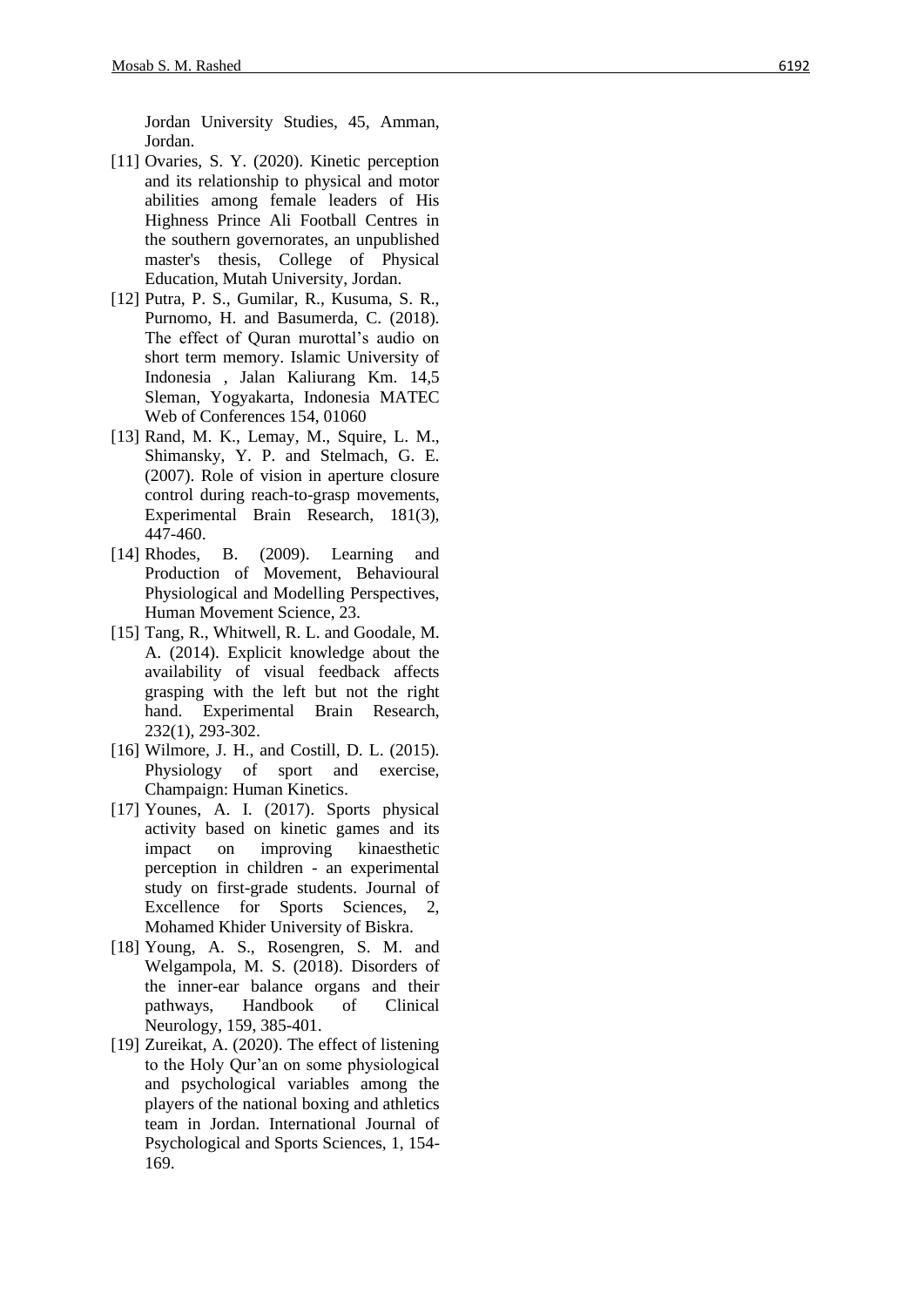Jordan University Studies, 45, Amman, Jordan.

[11] Ovaries, S. Y. (2020). Kinetic perception and its relationship to physical and motor abilities among female leaders of His Highness Prince Ali Football Centres in the southern governorates, an unpublished master's thesis, College of Physical Education, Mutah University, Jordan.

[12] Putra, P. S., Gumilar, R., Kusuma, S. R., Purnomo, H. and Basumerda, C. (2018). The effect of Quran murottal's audio on short term memory. Islamic University of Indonesia , Jalan Kaliurang Km. 14,5 Sleman, Yogyakarta, Indonesia MATEC Web of Conferences 154, 01060

[13] Rand, M. K., Lemay, M., Squire, L. M., Shimansky, Y. P. and Stelmach, G. E. (2007). Role of vision in aperture closure control during reach-to-grasp movements, Experimental Brain Research, 181(3), 447-460.

[14] Rhodes, B. (2009). Learning and Production of Movement, Behavioural Physiological and Modelling Perspectives, Human Movement Science, 23.

[15] Tang, R., Whitwell, R. L. and Goodale, M. A. (2014). Explicit knowledge about the availability of visual feedback affects grasping with the left but not the right hand. Experimental Brain Research, 232(1), 293-302.

[16] Wilmore, J. H., and Costill, D. L. (2015). Physiology of sport and exercise, Champaign: Human Kinetics.

[17] Younes, A. I. (2017). Sports physical activity based on kinetic games and its impact on improving kinaesthetic perception in children - an experimental study on first-grade students. Journal of Excellence for Sports Sciences, 2, Mohamed Khider University of Biskra.

[18] Young, A. S., Rosengren, S. M. and Welgampola, M. S. (2018). Disorders of the inner-ear balance organs and their pathways, Handbook of Clinical Neurology, 159, 385-401.

[19] Zureikat, A. (2020). The effect of listening to the Holy Qur'an on some physiological and psychological variables among the players of the national boxing and athletics team in Jordan. International Journal of Psychological and Sports Sciences, 1, 154-169.